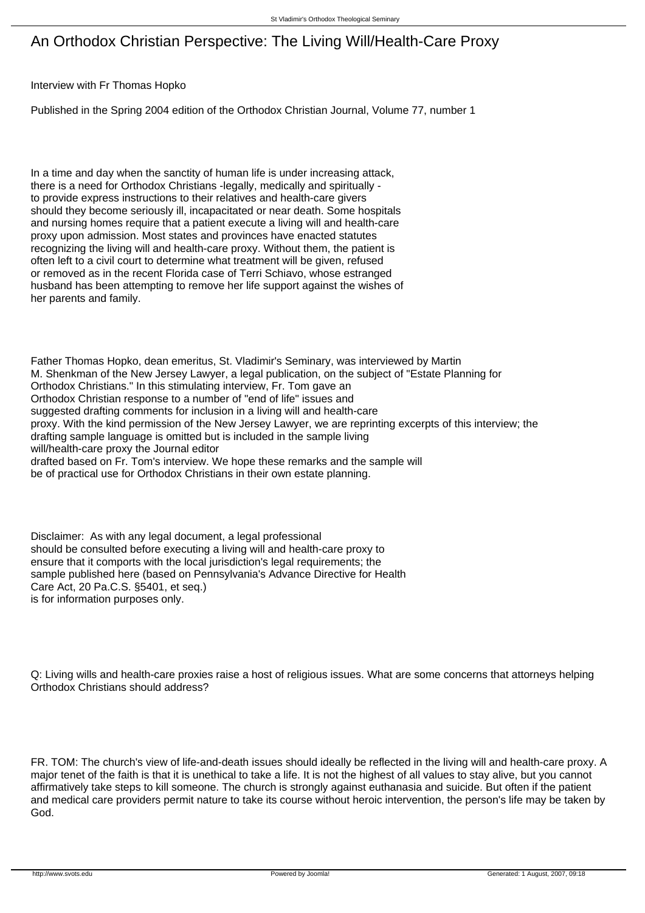# An Orthodox Christian Perspective: The Living Will/Health-Care Proxy

Interview with Fr Thomas Hopko

Published in the Spring 2004 edition of the Orthodox Christian Journal, Volume 77, number 1

In a time and day when the sanctity of human life is under increasing attack, there is a need for Orthodox Christians -legally, medically and spiritually - to provide express instructions to their relatives and health-care givers should they become seriously ill, incapacitated or near death. Some hospitals and nursing homes require that a patient execute a living will and health-care proxy upon admission. Most states and provinces have enacted statutes recognizing the living will and health-care proxy. Without them, the patient is often left to a civil court to determine what treatment will be given, refused or removed as in the recent Florida case of Terri Schiavo, whose estranged husband has been attempting to remove her life support against the wishes of her parents and family.

Father Thomas Hopko, dean emeritus, St. Vladimir's Seminary, was interviewed by Martin M. Shenkman of the New Jersey Lawyer, a legal publication, on the subject of "Estate Planning for Orthodox Christians." In this stimulating interview, Fr. Tom gave an Orthodox Christian response to a number of "end of life" issues and suggested drafting comments for inclusion in a living will and health-care proxy. With the kind permission of the New Jersey Lawyer, we are reprinting excerpts of this interview; the drafting sample language is omitted but is included in the sample living will/health-care proxy the Journal editor drafted based on Fr. Tom's interview. We hope these remarks and the sample will be of practical use for Orthodox Christians in their own estate planning.

Disclaimer: As with any legal document, a legal professional should be consulted before executing a living will and health-care proxy to ensure that it comports with the local jurisdiction's legal requirements; the sample published here (based on Pennsylvania's Advance Directive for Health Care Act, 20 Pa.C.S. §5401, et seq.) is for information purposes only.

Q: Living wills and health-care proxies raise a host of religious issues. What are some concerns that attorneys helping Orthodox Christians should address?

FR. TOM: The church's view of life-and-death issues should ideally be reflected in the living will and health-care proxy. A major tenet of the faith is that it is unethical to take a life. It is not the highest of all values to stay alive, but you cannot affirmatively take steps to kill someone. The church is strongly against euthanasia and suicide. But often if the patient and medical care providers permit nature to take its course without heroic intervention, the person's life may be taken by God.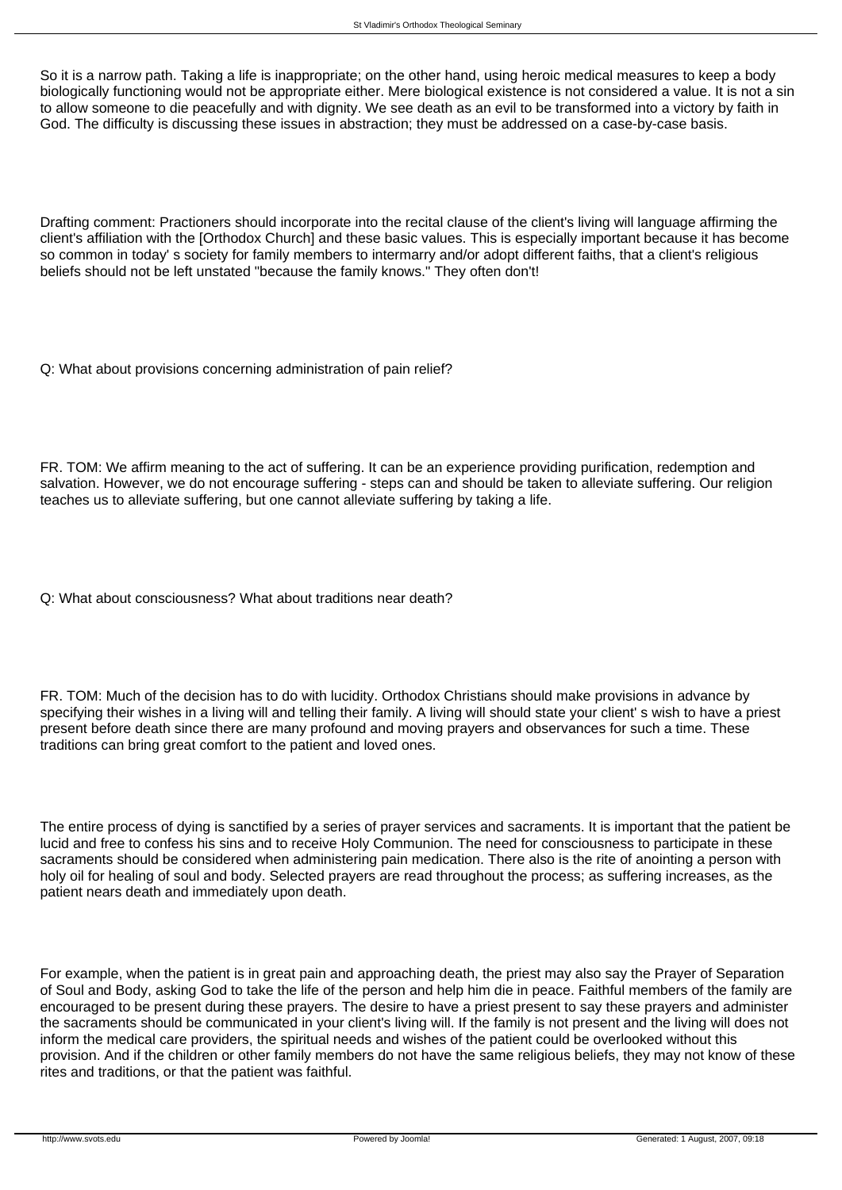So it is a narrow path. Taking a life is inappropriate; on the other hand, using heroic medical measures to keep a body biologically functioning would not be appropriate either. Mere biological existence is not considered a value. It is not a sin to allow someone to die peacefully and with dignity. We see death as an evil to be transformed into a victory by faith in God. The difficulty is discussing these issues in abstraction; they must be addressed on a case-by-case basis.

Drafting comment: Practioners should incorporate into the recital clause of the client's living will language affirming the client's affiliation with the [Orthodox Church] and these basic values. This is especially important because it has become so common in today' s society for family members to intermarry and/or adopt different faiths, that a client's religious beliefs should not be left unstated "because the family knows." They often don't!

Q: What about provisions concerning administration of pain relief?

FR. TOM: We affirm meaning to the act of suffering. It can be an experience providing purification, redemption and salvation. However, we do not encourage suffering - steps can and should be taken to alleviate suffering. Our religion teaches us to alleviate suffering, but one cannot alleviate suffering by taking a life.

Q: What about consciousness? What about traditions near death?

FR. TOM: Much of the decision has to do with lucidity. Orthodox Christians should make provisions in advance by specifying their wishes in a living will and telling their family. A living will should state your client' s wish to have a priest present before death since there are many profound and moving prayers and observances for such a time. These traditions can bring great comfort to the patient and loved ones.

The entire process of dying is sanctified by a series of prayer services and sacraments. It is important that the patient be lucid and free to confess his sins and to receive Holy Communion. The need for consciousness to participate in these sacraments should be considered when administering pain medication. There also is the rite of anointing a person with holy oil for healing of soul and body. Selected prayers are read throughout the process; as suffering increases, as the patient nears death and immediately upon death.

For example, when the patient is in great pain and approaching death, the priest may also say the Prayer of Separation of Soul and Body, asking God to take the life of the person and help him die in peace. Faithful members of the family are encouraged to be present during these prayers. The desire to have a priest present to say these prayers and administer the sacraments should be communicated in your client's living will. If the family is not present and the living will does not inform the medical care providers, the spiritual needs and wishes of the patient could be overlooked without this provision. And if the children or other family members do not have the same religious beliefs, they may not know of these rites and traditions, or that the patient was faithful.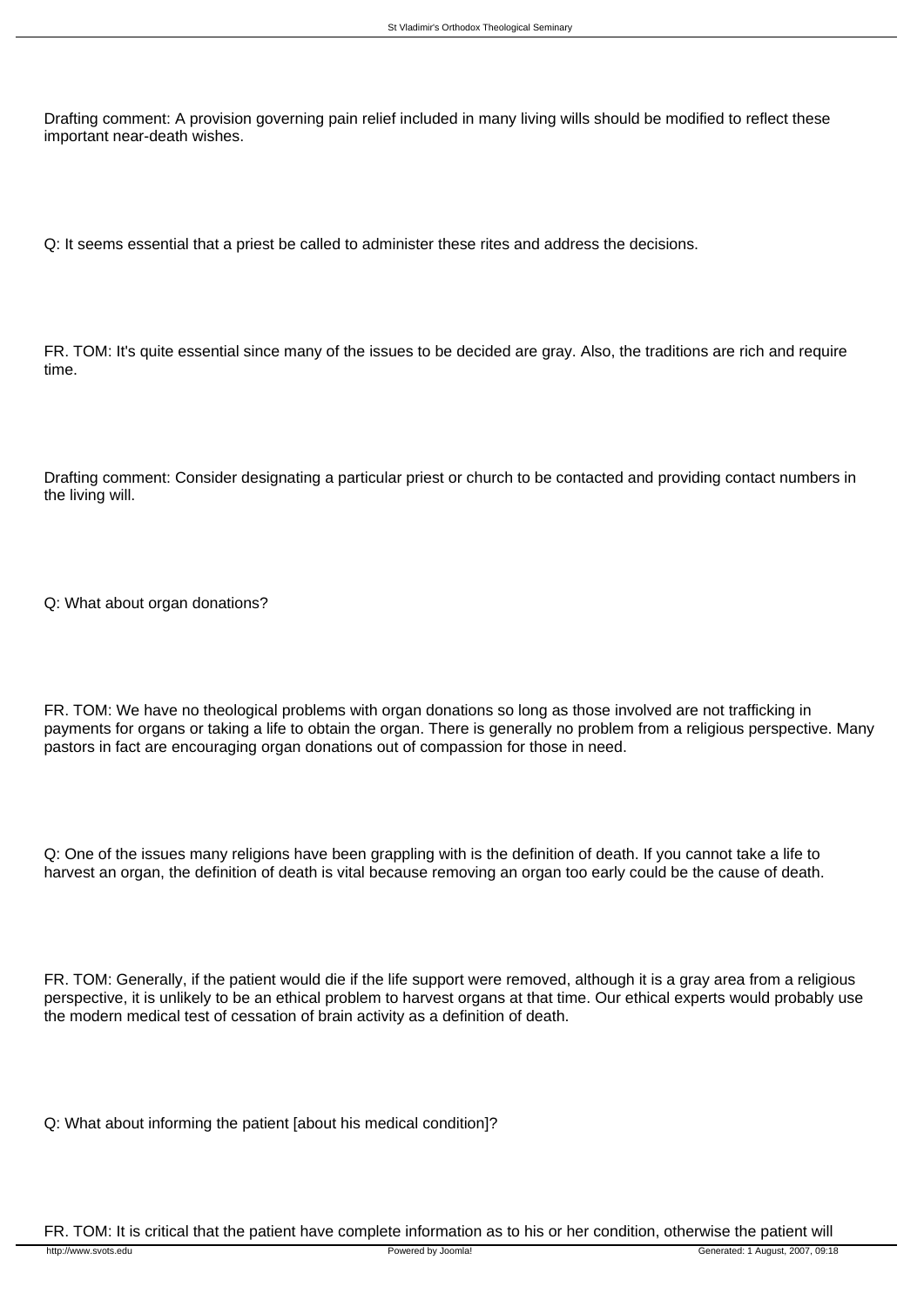Drafting comment: A provision governing pain relief included in many living wills should be modified to reflect these important near-death wishes.

Q: It seems essential that a priest be called to administer these rites and address the decisions.

FR. TOM: It's quite essential since many of the issues to be decided are gray. Also, the traditions are rich and require time.

Drafting comment: Consider designating a particular priest or church to be contacted and providing contact numbers in the living will.

Q: What about organ donations?

FR. TOM: We have no theological problems with organ donations so long as those involved are not trafficking in payments for organs or taking a life to obtain the organ. There is generally no problem from a religious perspective. Many pastors in fact are encouraging organ donations out of compassion for those in need.

Q: One of the issues many religions have been grappling with is the definition of death. If you cannot take a life to harvest an organ, the definition of death is vital because removing an organ too early could be the cause of death.

FR. TOM: Generally, if the patient would die if the life support were removed, although it is a gray area from a religious perspective, it is unlikely to be an ethical problem to harvest organs at that time. Our ethical experts would probably use the modern medical test of cessation of brain activity as a definition of death.

Q: What about informing the patient [about his medical condition]?

FR. TOM: It is critical that the patient have complete information as to his or her condition, otherwise the patient will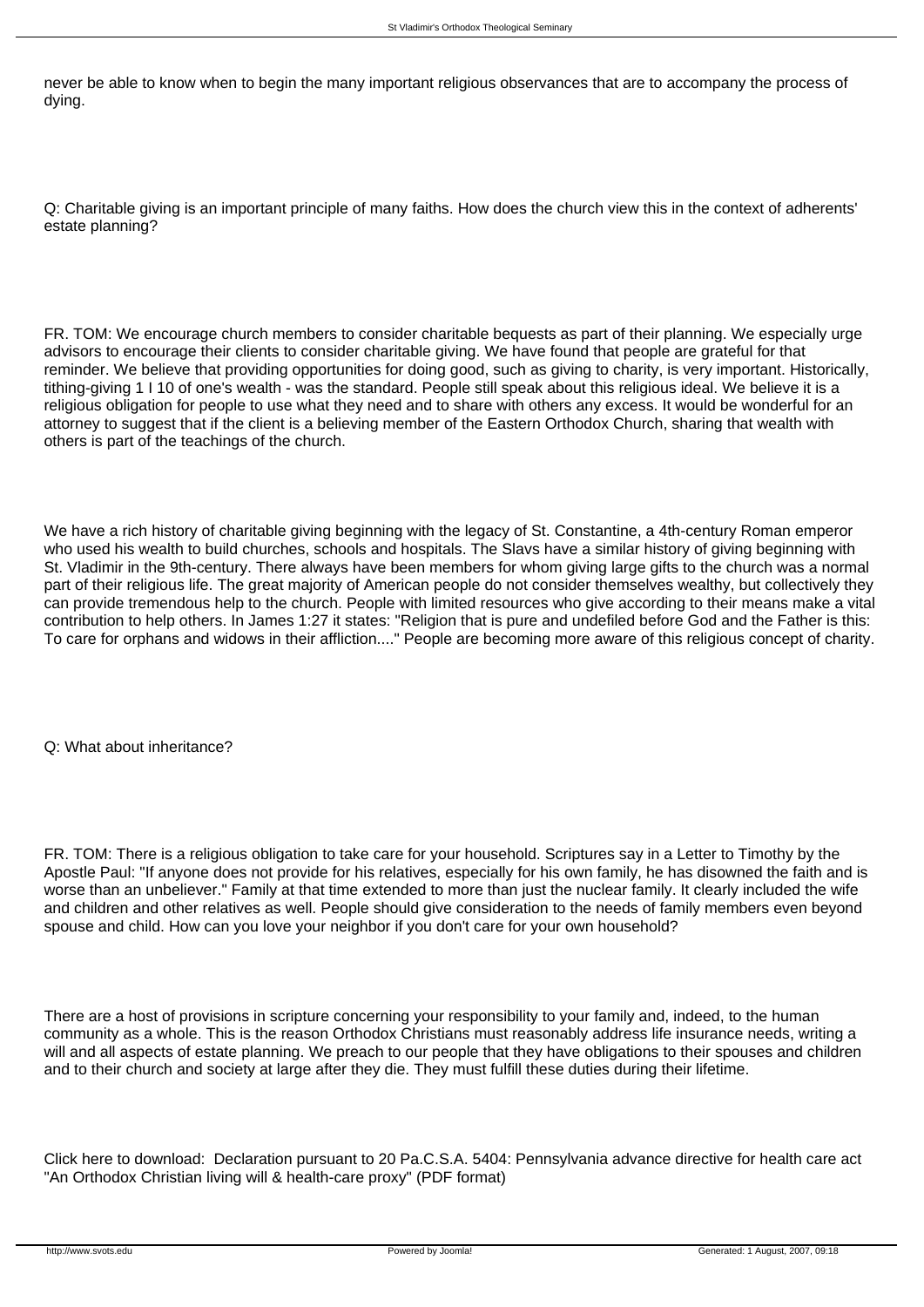never be able to know when to begin the many important religious observances that are to accompany the process of dying.

Q: Charitable giving is an important principle of many faiths. How does the church view this in the context of adherents' estate planning?

FR. TOM: We encourage church members to consider charitable bequests as part of their planning. We especially urge advisors to encourage their clients to consider charitable giving. We have found that people are grateful for that reminder. We believe that providing opportunities for doing good, such as giving to charity, is very important. Historically, tithing-giving 1 I 10 of one's wealth - was the standard. People still speak about this religious ideal. We believe it is a religious obligation for people to use what they need and to share with others any excess. It would be wonderful for an attorney to suggest that if the client is a believing member of the Eastern Orthodox Church, sharing that wealth with others is part of the teachings of the church.

We have a rich history of charitable giving beginning with the legacy of St. Constantine, a 4th-century Roman emperor who used his wealth to build churches, schools and hospitals. The Slavs have a similar history of giving beginning with St. Vladimir in the 9th-century. There always have been members for whom giving large gifts to the church was a normal part of their religious life. The great majority of American people do not consider themselves wealthy, but collectively they can provide tremendous help to the church. People with limited resources who give according to their means make a vital contribution to help others. In James 1:27 it states: "Religion that is pure and undefiled before God and the Father is this: To care for orphans and widows in their affliction...." People are becoming more aware of this religious concept of charity.

Q: What about inheritance?

FR. TOM: There is a religious obligation to take care for your household. Scriptures say in a Letter to Timothy by the Apostle Paul: "If anyone does not provide for his relatives, especially for his own family, he has disowned the faith and is worse than an unbeliever." Family at that time extended to more than just the nuclear family. It clearly included the wife and children and other relatives as well. People should give consideration to the needs of family members even beyond spouse and child. How can you love your neighbor if you don't care for your own household?

There are a host of provisions in scripture concerning your responsibility to your family and, indeed, to the human community as a whole. This is the reason Orthodox Christians must reasonably address life insurance needs, writing a will and all aspects of estate planning. We preach to our people that they have obligations to their spouses and children and to their church and society at large after they die. They must fulfill these duties during their lifetime.

Click here to download: Declaration pursuant to 20 Pa.C.S.A. 5404: Pennsylvania advance directive for health care act "An Orthodox Christian living will & health-care proxy" (PDF format)